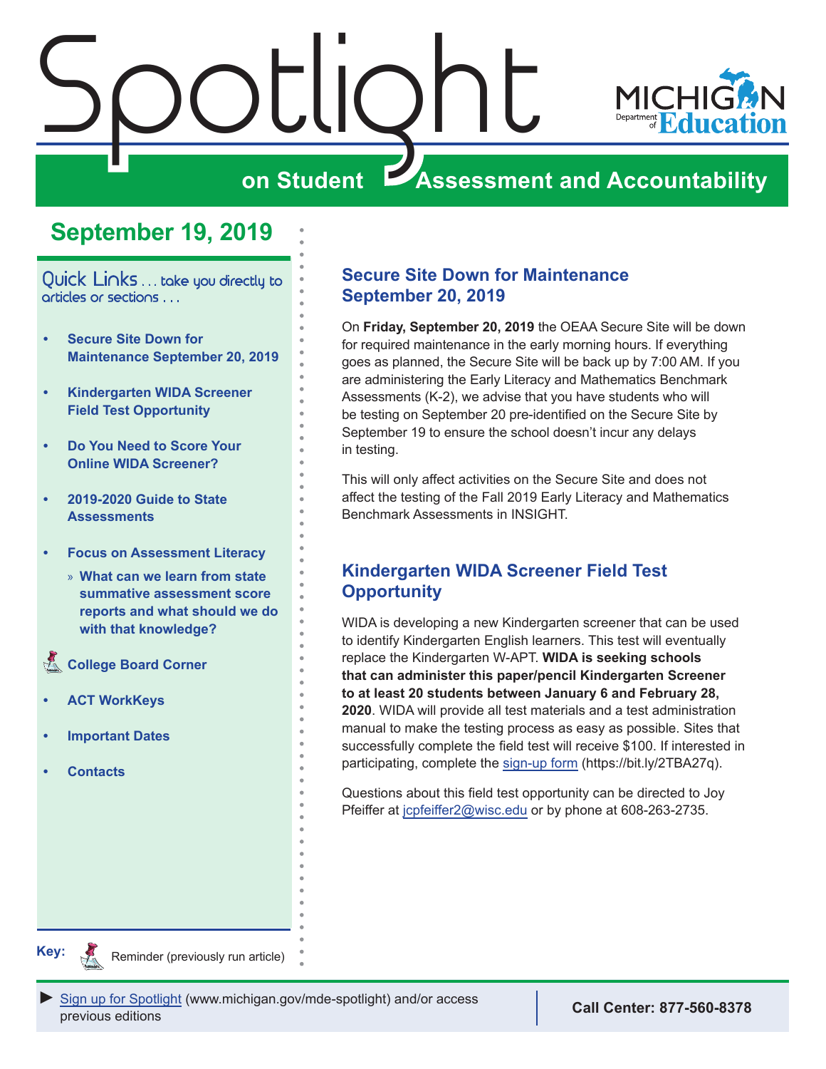# Spotlight on Student Assessment and Accountability

## September 19, 2019

Quick Links . . . take you directly to articles or sections . . .

- Secure Site Down for Maintenance September 20, 2019
- Kindergarten WIDA Screener Field Test Opportunity
- Do You Need to Score Your Online WIDA Screener?
- 2019-2020 Guide to State Assessments
- Focus on Assessment Literacy
  - » What can we learn from state summative assessment score reports and what should we do with that knowledge?
- College Board Corner
- ACT WorkKeys
- Important Dates
- Contacts

**Key:** Reminder (previously run article)

## Secure Site Down for Maintenance September 20, 2019

On **Friday, September 20, 2019** the OEAA Secure Site will be down for required maintenance in the early morning hours. If everything goes as planned, the Secure Site will be back up by 7:00 AM. If you are administering the Early Literacy and Mathematics Benchmark Assessments (K-2), we advise that you have students who will be testing on September 20 pre-identified on the Secure Site by September 19 to ensure the school doesn't incur any delays in testing.

This will only affect activities on the Secure Site and does not affect the testing of the Fall 2019 Early Literacy and Mathematics Benchmark Assessments in INSIGHT.

## Kindergarten WIDA Screener Field Test Opportunity

WIDA is developing a new Kindergarten screener that can be used to identify Kindergarten English learners. This test will eventually replace the Kindergarten W-APT. **WIDA is seeking schools that can administer this paper/pencil Kindergarten Screener to at least 20 students between January 6 and February 28, 2020**. WIDA will provide all test materials and a test administration manual to make the testing process as easy as possible. Sites that successfully complete the field test will receive $100. If interested in participating, complete the sign-up form (https://bit.ly/2TBA27q).

Questions about this field test opportunity can be directed to Joy Pfeiffer at jcpfeiffer2@wisc.edu or by phone at 608-263-2735.

► Sign up for Spotlight (www.michigan.gov/mde-spotlight) and/or access previous editions

**Call Center: 877-560-8378**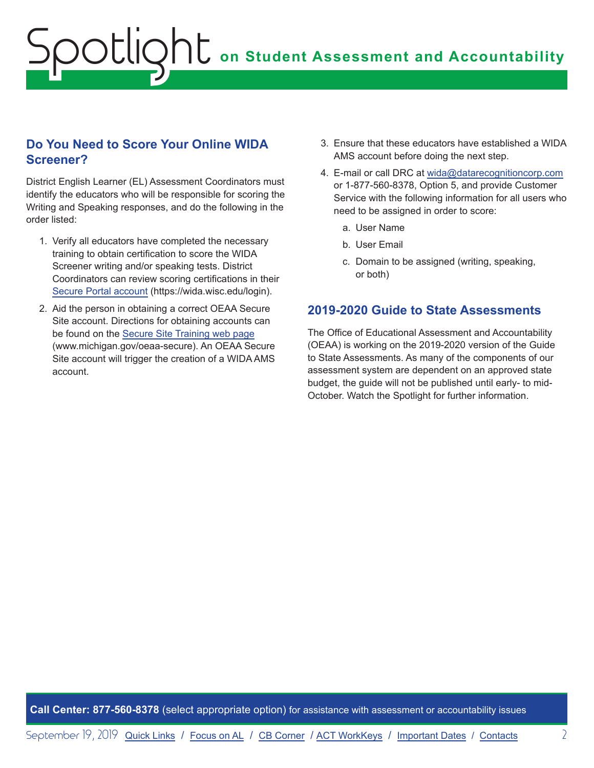## Do You Need to Score Your Online WIDA Screener?

District English Learner (EL) Assessment Coordinators must identify the educators who will be responsible for scoring the Writing and Speaking responses, and do the following in the order listed:

1. Verify all educators have completed the necessary training to obtain certification to score the WIDA Screener writing and/or speaking tests. District Coordinators can review scoring certifications in their Secure Portal account (https://wida.wisc.edu/login).
2. Aid the person in obtaining a correct OEAA Secure Site account. Directions for obtaining accounts can be found on the Secure Site Training web page (www.michigan.gov/oeaa-secure). An OEAA Secure Site account will trigger the creation of a WIDA AMS account.
3. Ensure that these educators have established a WIDA AMS account before doing the next step.
4. E-mail or call DRC at wida@datarecognitioncorp.com or 1-877-560-8378, Option 5, and provide Customer Service with the following information for all users who need to be assigned in order to score:
   a. User Name
   b. User Email
   c. Domain to be assigned (writing, speaking, or both)

## 2019-2020 Guide to State Assessments

The Office of Educational Assessment and Accountability (OEAA) is working on the 2019-2020 version of the Guide to State Assessments. As many of the components of our assessment system are dependent on an approved state budget, the guide will not be published until early- to mid-October. Watch the Spotlight for further information.

**Call Center: 877-560-8378** (select appropriate option) for assistance with assessment or accountability issues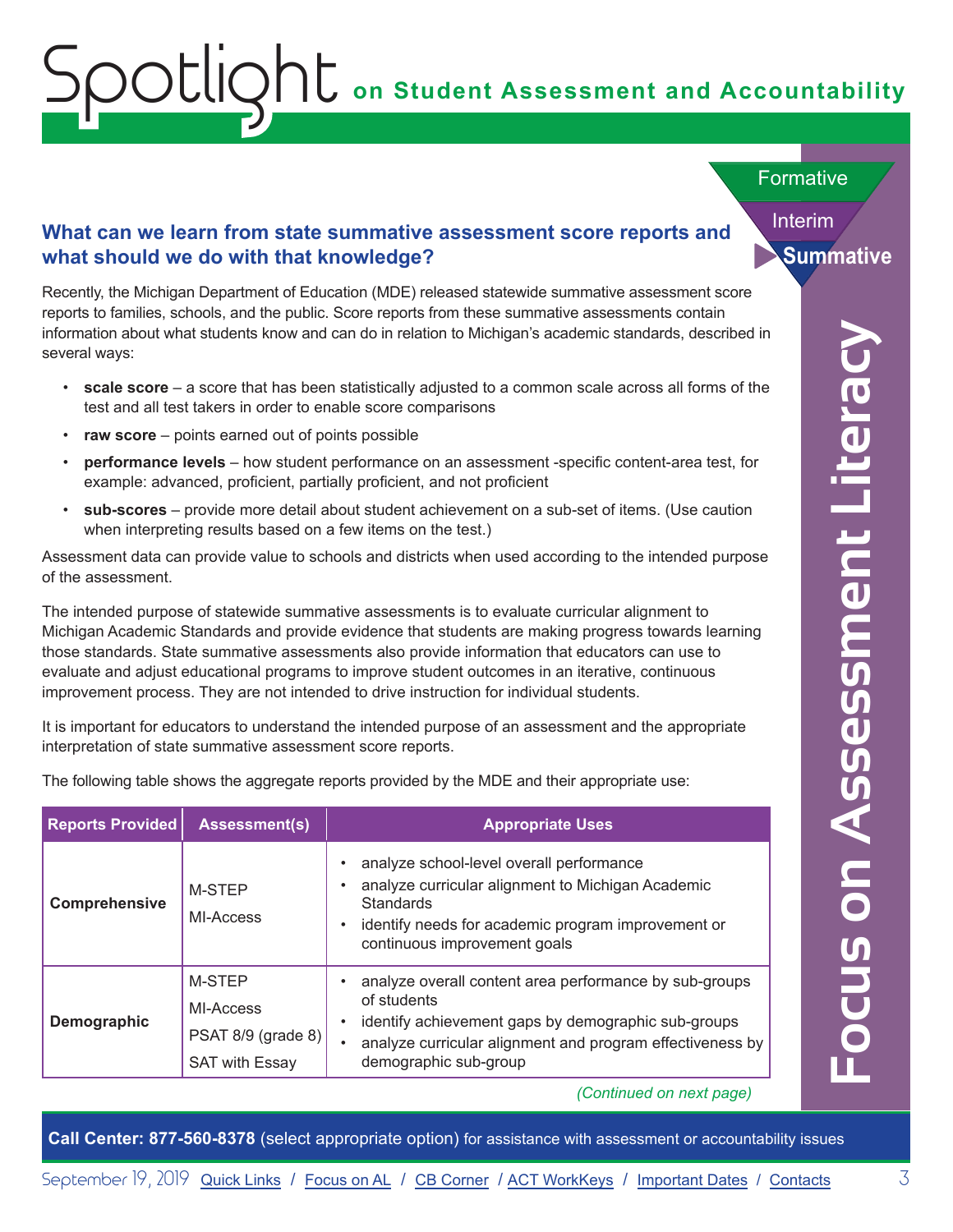# Spotlight on Student Assessment and Accountability

Formative

Interim

Summative

Focus on Assessment Literacy

## What can we learn from state summative assessment score reports and what should we do with that knowledge?

Recently, the Michigan Department of Education (MDE) released statewide summative assessment score reports to families, schools, and the public. Score reports from these summative assessments contain information about what students know and can do in relation to Michigan's academic standards, described in several ways:

- **scale score** – a score that has been statistically adjusted to a common scale across all forms of the test and all test takers in order to enable score comparisons
- **raw score** – points earned out of points possible
- **performance levels** – how student performance on an assessment -specific content-area test, for example: advanced, proficient, partially proficient, and not proficient
- **sub-scores** – provide more detail about student achievement on a sub-set of items. (Use caution when interpreting results based on a few items on the test.)

Assessment data can provide value to schools and districts when used according to the intended purpose of the assessment.

The intended purpose of statewide summative assessments is to evaluate curricular alignment to Michigan Academic Standards and provide evidence that students are making progress towards learning those standards. State summative assessments also provide information that educators can use to evaluate and adjust educational programs to improve student outcomes in an iterative, continuous improvement process. They are not intended to drive instruction for individual students.

It is important for educators to understand the intended purpose of an assessment and the appropriate interpretation of state summative assessment score reports.

The following table shows the aggregate reports provided by the MDE and their appropriate use:

| Reports Provided | Assessment(s) | Appropriate Uses |
|---|---|---|
| **Comprehensive** | M-STEP<br>MI-Access | • analyze school-level overall performance<br>• analyze curricular alignment to Michigan Academic Standards<br>• identify needs for academic program improvement or continuous improvement goals |
| **Demographic** | M-STEP<br>MI-Access<br>PSAT 8/9 (grade 8)<br>SAT with Essay | • analyze overall content area performance by sub-groups of students<br>• identify achievement gaps by demographic sub-groups<br>• analyze curricular alignment and program effectiveness by demographic sub-group |

*(Continued on next page)*

**Call Center: 877-560-8378** (select appropriate option) for assistance with assessment or accountability issues

September 19, 2019 Quick Links / Focus on AL / CB Corner / ACT WorkKeys / Important Dates / Contacts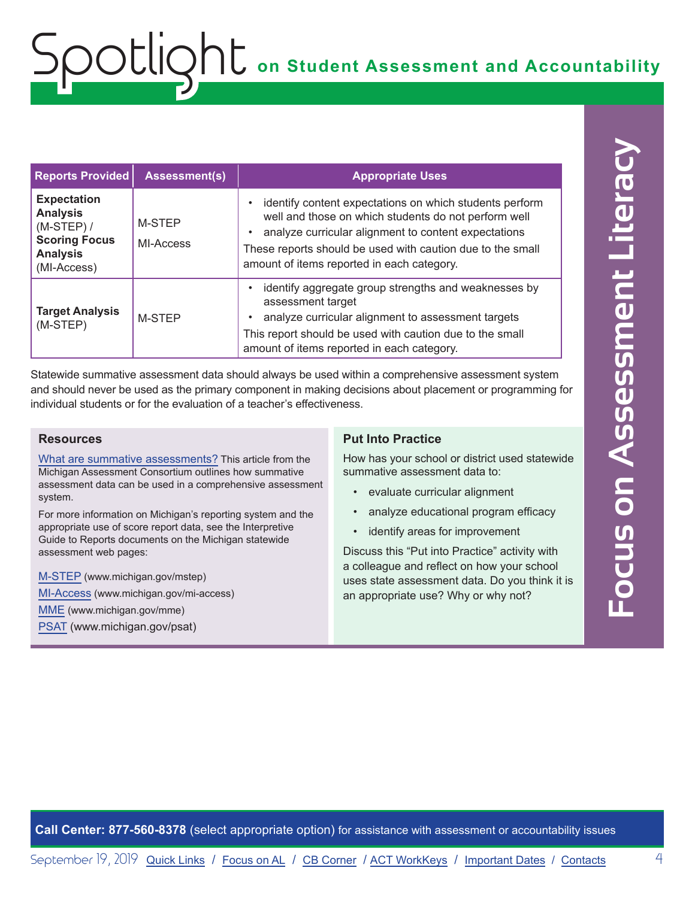| Reports Provided | Assessment(s) | Appropriate Uses |
| --- | --- | --- |
| **Expectation Analysis** (M-STEP) / **Scoring Focus Analysis** (MI-Access) | M-STEP<br>MI-Access | • identify content expectations on which students perform well and those on which students do not perform well<br>• analyze curricular alignment to content expectations<br>These reports should be used with caution due to the small amount of items reported in each category. |
| **Target Analysis** (M-STEP) | M-STEP | • identify aggregate group strengths and weaknesses by assessment target<br>• analyze curricular alignment to assessment targets<br>This report should be used with caution due to the small amount of items reported in each category. |

Statewide summative assessment data should always be used within a comprehensive assessment system and should never be used as the primary component in making decisions about placement or programming for individual students or for the evaluation of a teacher's effectiveness.

### Resources

What are summative assessments? This article from the Michigan Assessment Consortium outlines how summative assessment data can be used in a comprehensive assessment system.

For more information on Michigan's reporting system and the appropriate use of score report data, see the Interpretive Guide to Reports documents on the Michigan statewide assessment web pages:

M-STEP (www.michigan.gov/mstep)
MI-Access (www.michigan.gov/mi-access)
MME (www.michigan.gov/mme)
PSAT (www.michigan.gov/psat)

### Put Into Practice

How has your school or district used statewide summative assessment data to:

- evaluate curricular alignment
- analyze educational program efficacy
- identify areas for improvement

Discuss this "Put into Practice" activity with a colleague and reflect on how your school uses state assessment data. Do you think it is an appropriate use? Why or why not?

**Call Center: 877-560-8378** (select appropriate option) for assistance with assessment or accountability issues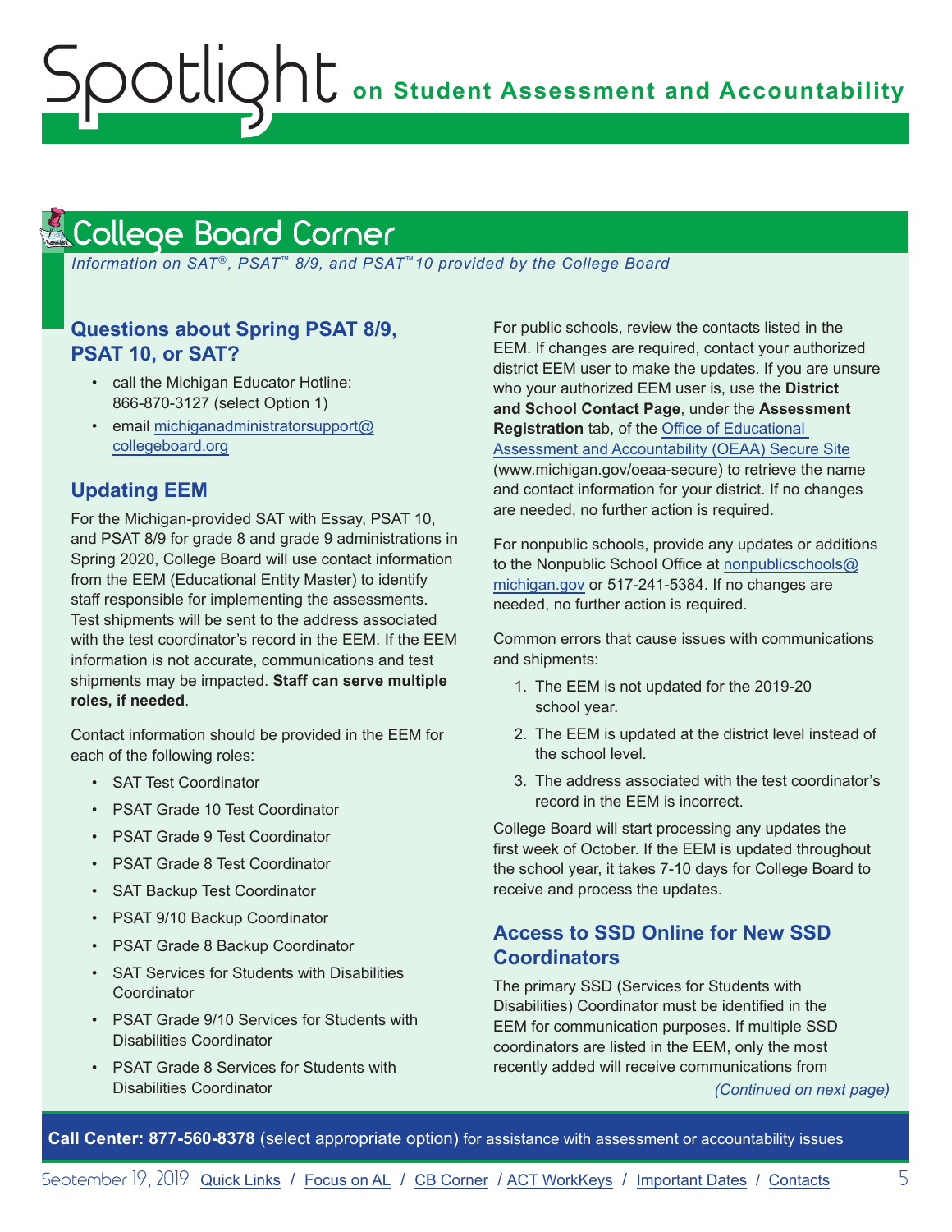## College Board Corner

*Information on SAT®, PSAT™ 8/9, and PSAT™10 provided by the College Board*

### Questions about Spring PSAT 8/9, PSAT 10, or SAT?

- call the Michigan Educator Hotline: 866-870-3127 (select Option 1)
- email michiganadministratorsupport@collegeboard.org

### Updating EEM

For the Michigan-provided SAT with Essay, PSAT 10, and PSAT 8/9 for grade 8 and grade 9 administrations in Spring 2020, College Board will use contact information from the EEM (Educational Entity Master) to identify staff responsible for implementing the assessments. Test shipments will be sent to the address associated with the test coordinator's record in the EEM. If the EEM information is not accurate, communications and test shipments may be impacted. **Staff can serve multiple roles, if needed**.

Contact information should be provided in the EEM for each of the following roles:

- SAT Test Coordinator
- PSAT Grade 10 Test Coordinator
- PSAT Grade 9 Test Coordinator
- PSAT Grade 8 Test Coordinator
- SAT Backup Test Coordinator
- PSAT 9/10 Backup Coordinator
- PSAT Grade 8 Backup Coordinator
- SAT Services for Students with Disabilities Coordinator
- PSAT Grade 9/10 Services for Students with Disabilities Coordinator
- PSAT Grade 8 Services for Students with Disabilities Coordinator

For public schools, review the contacts listed in the EEM. If changes are required, contact your authorized district EEM user to make the updates. If you are unsure who your authorized EEM user is, use the **District and School Contact Page**, under the **Assessment Registration** tab, of the Office of Educational Assessment and Accountability (OEAA) Secure Site (www.michigan.gov/oeaa-secure) to retrieve the name and contact information for your district. If no changes are needed, no further action is required.

For nonpublic schools, provide any updates or additions to the Nonpublic School Office at nonpublicschools@michigan.gov or 517-241-5384. If no changes are needed, no further action is required.

Common errors that cause issues with communications and shipments:

1. The EEM is not updated for the 2019-20 school year.
2. The EEM is updated at the district level instead of the school level.
3. The address associated with the test coordinator's record in the EEM is incorrect.

College Board will start processing any updates the first week of October. If the EEM is updated throughout the school year, it takes 7-10 days for College Board to receive and process the updates.

### Access to SSD Online for New SSD Coordinators

The primary SSD (Services for Students with Disabilities) Coordinator must be identified in the EEM for communication purposes. If multiple SSD coordinators are listed in the EEM, only the most recently added will receive communications from

*(Continued on next page)*

**Call Center: 877-560-8378** (select appropriate option) for assistance with assessment or accountability issues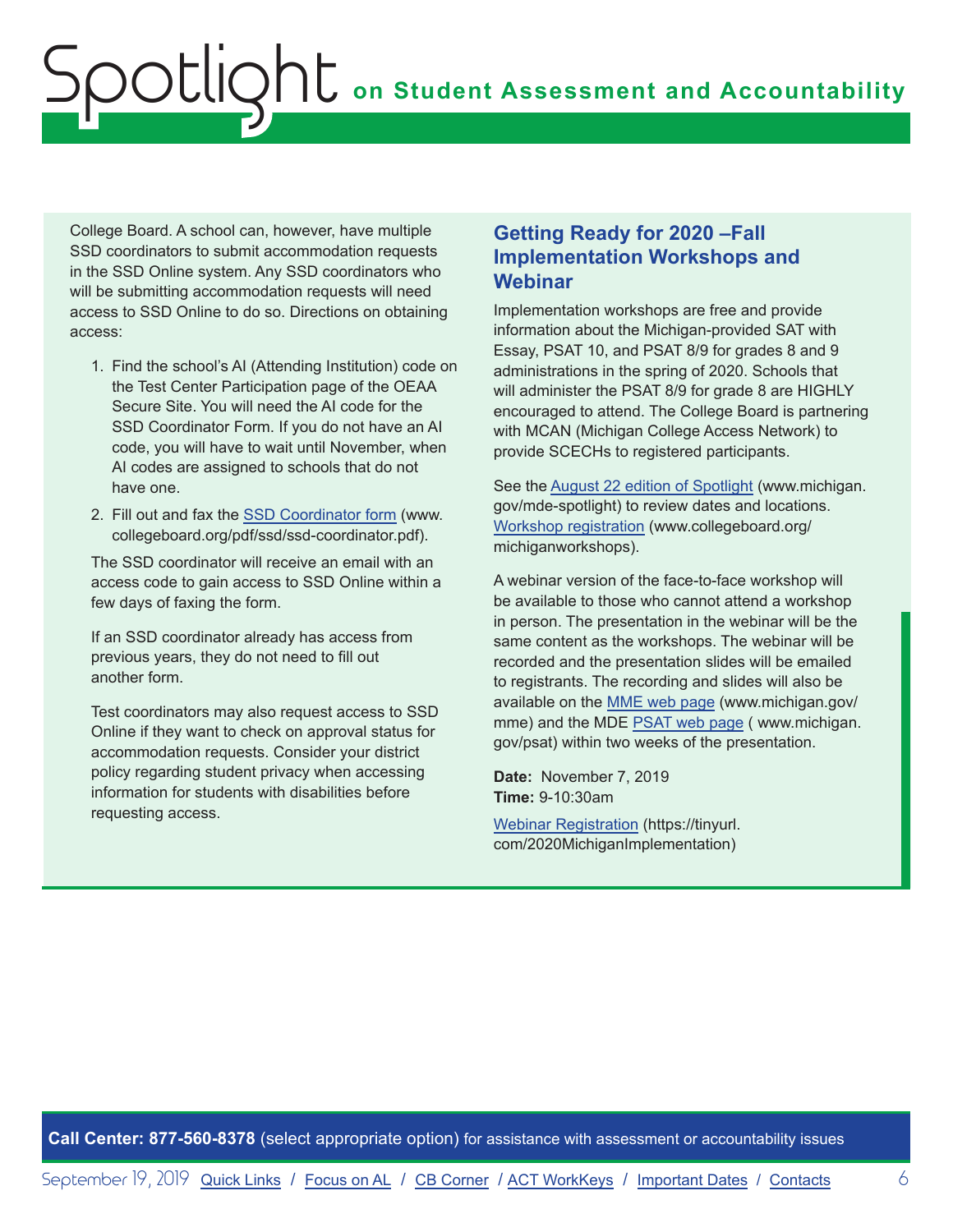College Board. A school can, however, have multiple SSD coordinators to submit accommodation requests in the SSD Online system. Any SSD coordinators who will be submitting accommodation requests will need access to SSD Online to do so. Directions on obtaining access:

1. Find the school's AI (Attending Institution) code on the Test Center Participation page of the OEAA Secure Site. You will need the AI code for the SSD Coordinator Form. If you do not have an AI code, you will have to wait until November, when AI codes are assigned to schools that do not have one.
2. Fill out and fax the SSD Coordinator form (www.collegeboard.org/pdf/ssd/ssd-coordinator.pdf).

The SSD coordinator will receive an email with an access code to gain access to SSD Online within a few days of faxing the form.

If an SSD coordinator already has access from previous years, they do not need to fill out another form.

Test coordinators may also request access to SSD Online if they want to check on approval status for accommodation requests. Consider your district policy regarding student privacy when accessing information for students with disabilities before requesting access.

## Getting Ready for 2020 –Fall Implementation Workshops and Webinar

Implementation workshops are free and provide information about the Michigan-provided SAT with Essay, PSAT 10, and PSAT 8/9 for grades 8 and 9 administrations in the spring of 2020. Schools that will administer the PSAT 8/9 for grade 8 are HIGHLY encouraged to attend. The College Board is partnering with MCAN (Michigan College Access Network) to provide SCECHs to registered participants.

See the August 22 edition of Spotlight (www.michigan.gov/mde-spotlight) to review dates and locations. Workshop registration (www.collegeboard.org/michiganworkshops).

A webinar version of the face-to-face workshop will be available to those who cannot attend a workshop in person. The presentation in the webinar will be the same content as the workshops. The webinar will be recorded and the presentation slides will be emailed to registrants. The recording and slides will also be available on the MME web page (www.michigan.gov/mme) and the MDE PSAT web page ( www.michigan.gov/psat) within two weeks of the presentation.

**Date:** November 7, 2019
**Time:** 9-10:30am

Webinar Registration (https://tinyurl.com/2020MichiganImplementation)

**Call Center: 877-560-8378** (select appropriate option) for assistance with assessment or accountability issues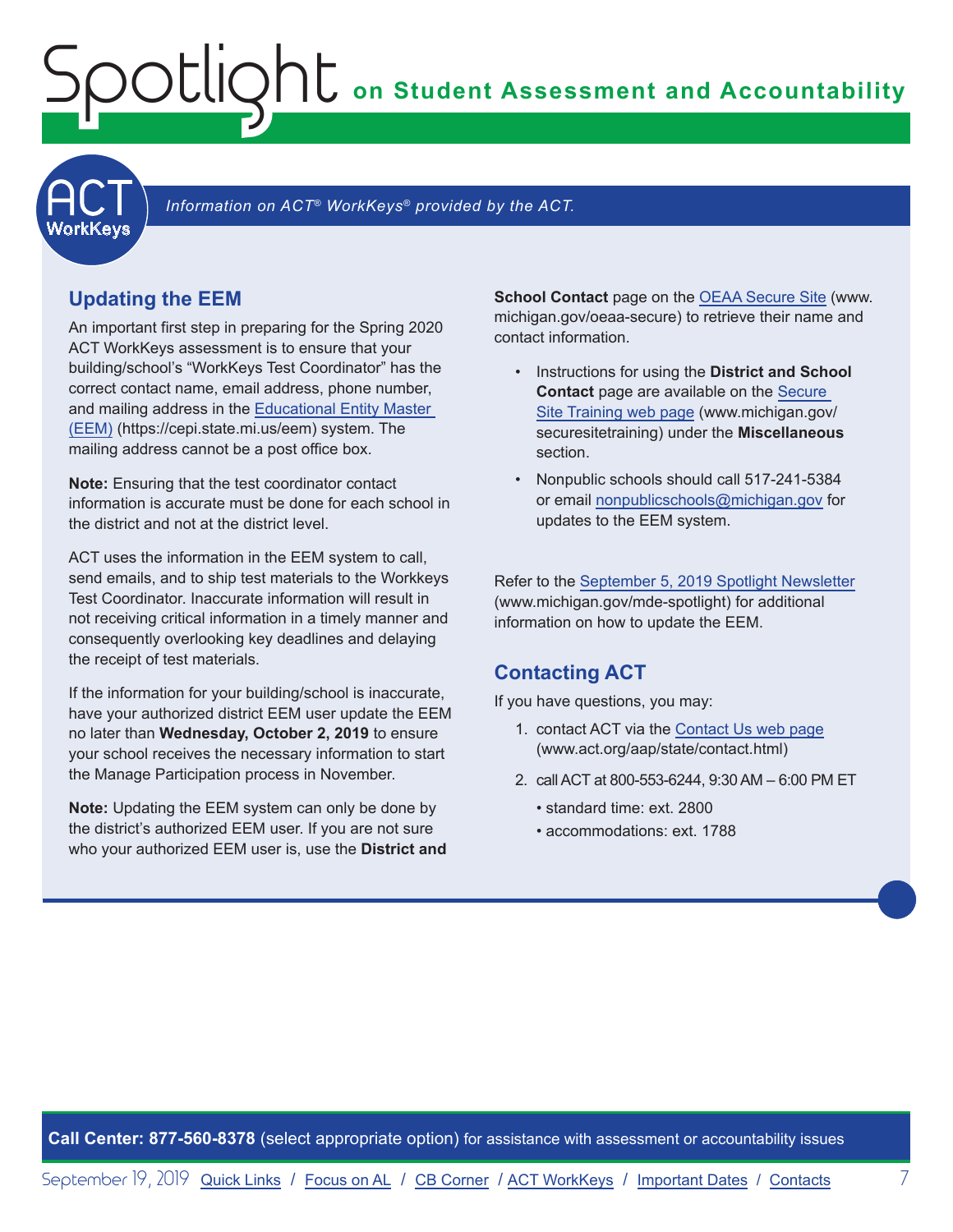*Information on ACT® WorkKeys® provided by the ACT.*

## Updating the EEM

An important first step in preparing for the Spring 2020 ACT WorkKeys assessment is to ensure that your building/school's "WorkKeys Test Coordinator" has the correct contact name, email address, phone number, and mailing address in the Educational Entity Master (EEM) (https://cepi.state.mi.us/eem) system. The mailing address cannot be a post office box.

**Note:** Ensuring that the test coordinator contact information is accurate must be done for each school in the district and not at the district level.

ACT uses the information in the EEM system to call, send emails, and to ship test materials to the Workkeys Test Coordinator. Inaccurate information will result in not receiving critical information in a timely manner and consequently overlooking key deadlines and delaying the receipt of test materials.

If the information for your building/school is inaccurate, have your authorized district EEM user update the EEM no later than **Wednesday, October 2, 2019** to ensure your school receives the necessary information to start the Manage Participation process in November.

**Note:** Updating the EEM system can only be done by the district's authorized EEM user. If you are not sure who your authorized EEM user is, use the **District and School Contact** page on the OEAA Secure Site (www.michigan.gov/oeaa-secure) to retrieve their name and contact information.

- Instructions for using the **District and School Contact** page are available on the Secure Site Training web page (www.michigan.gov/securesitetraining) under the **Miscellaneous** section.
- Nonpublic schools should call 517-241-5384 or email nonpublicschools@michigan.gov for updates to the EEM system.

Refer to the September 5, 2019 Spotlight Newsletter (www.michigan.gov/mde-spotlight) for additional information on how to update the EEM.

## Contacting ACT

If you have questions, you may:

1. contact ACT via the Contact Us web page (www.act.org/aap/state/contact.html)
2. call ACT at 800-553-6244, 9:30 AM – 6:00 PM ET
   - standard time: ext. 2800
   - accommodations: ext. 1788

**Call Center: 877-560-8378** (select appropriate option) for assistance with assessment or accountability issues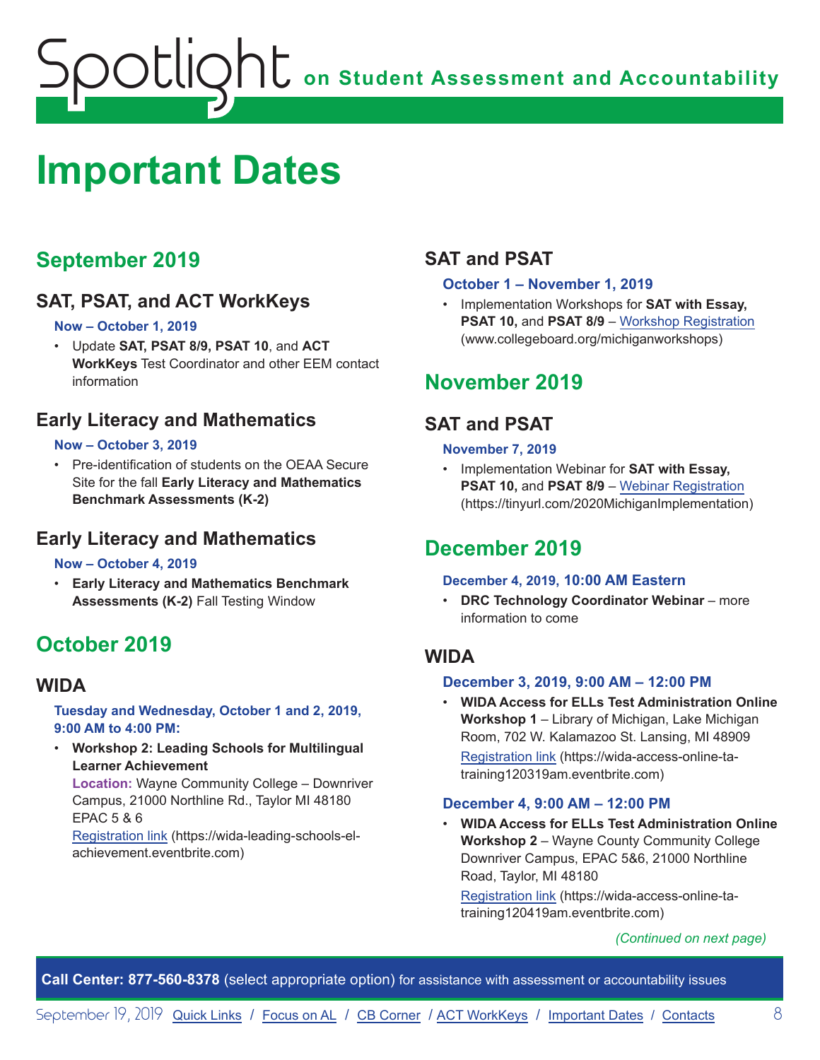# Important Dates

## September 2019

### SAT, PSAT, and ACT WorkKeys

**Now – October 1, 2019**

- Update **SAT, PSAT 8/9, PSAT 10**, and **ACT WorkKeys** Test Coordinator and other EEM contact information

### Early Literacy and Mathematics

**Now – October 3, 2019**

- Pre-identification of students on the OEAA Secure Site for the fall **Early Literacy and Mathematics Benchmark Assessments (K-2)**

### Early Literacy and Mathematics

**Now – October 4, 2019**

- **Early Literacy and Mathematics Benchmark Assessments (K-2)** Fall Testing Window

## October 2019

### WIDA

**Tuesday and Wednesday, October 1 and 2, 2019, 9:00 AM to 4:00 PM:**

- **Workshop 2: Leading Schools for Multilingual Learner Achievement**
  **Location:** Wayne Community College – Downriver Campus, 21000 Northline Rd., Taylor MI 48180 EPAC 5 & 6
  Registration link (https://wida-leading-schools-el-achievement.eventbrite.com)

### SAT and PSAT

**October 1 – November 1, 2019**

- Implementation Workshops for **SAT with Essay, PSAT 10,** and **PSAT 8/9** – Workshop Registration (www.collegeboard.org/michiganworkshops)

## November 2019

### SAT and PSAT

**November 7, 2019**

- Implementation Webinar for **SAT with Essay, PSAT 10,** and **PSAT 8/9** – Webinar Registration (https://tinyurl.com/2020MichiganImplementation)

## December 2019

**December 4, 2019, 10:00 AM Eastern**

- **DRC Technology Coordinator Webinar** – more information to come

### WIDA

**December 3, 2019, 9:00 AM – 12:00 PM**

- **WIDA Access for ELLs Test Administration Online Workshop 1** – Library of Michigan, Lake Michigan Room, 702 W. Kalamazoo St. Lansing, MI 48909
  Registration link (https://wida-access-online-ta-training120319am.eventbrite.com)

**December 4, 9:00 AM – 12:00 PM**

- **WIDA Access for ELLs Test Administration Online Workshop 2** – Wayne County Community College Downriver Campus, EPAC 5&6, 21000 Northline Road, Taylor, MI 48180
  Registration link (https://wida-access-online-ta-training120419am.eventbrite.com)

*(Continued on next page)*

**Call Center: 877-560-8378** (select appropriate option) for assistance with assessment or accountability issues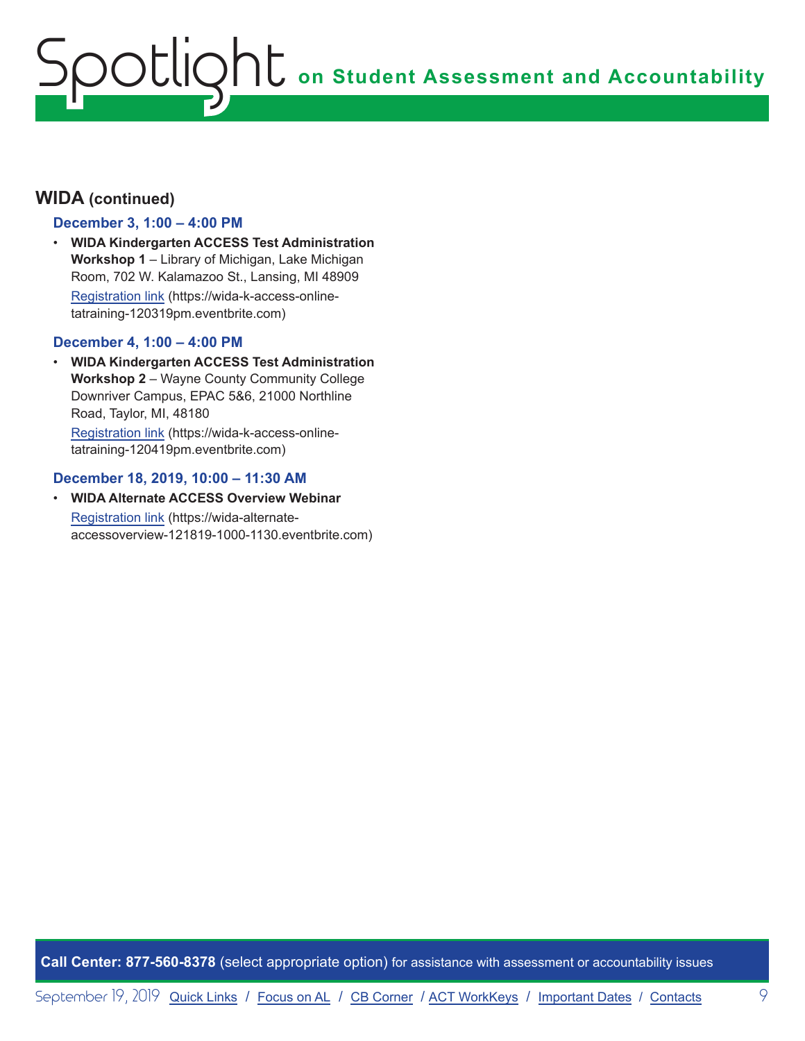## WIDA (continued)

### December 3, 1:00 – 4:00 PM

- **WIDA Kindergarten ACCESS Test Administration Workshop 1** – Library of Michigan, Lake Michigan Room, 702 W. Kalamazoo St., Lansing, MI 48909
  Registration link (https://wida-k-access-online-tatraining-120319pm.eventbrite.com)

### December 4, 1:00 – 4:00 PM

- **WIDA Kindergarten ACCESS Test Administration Workshop 2** – Wayne County Community College Downriver Campus, EPAC 5&6, 21000 Northline Road, Taylor, MI, 48180
  Registration link (https://wida-k-access-online-tatraining-120419pm.eventbrite.com)

### December 18, 2019, 10:00 – 11:30 AM

- **WIDA Alternate ACCESS Overview Webinar**
  Registration link (https://wida-alternate-accessoverview-121819-1000-1130.eventbrite.com)

**Call Center: 877-560-8378** (select appropriate option) for assistance with assessment or accountability issues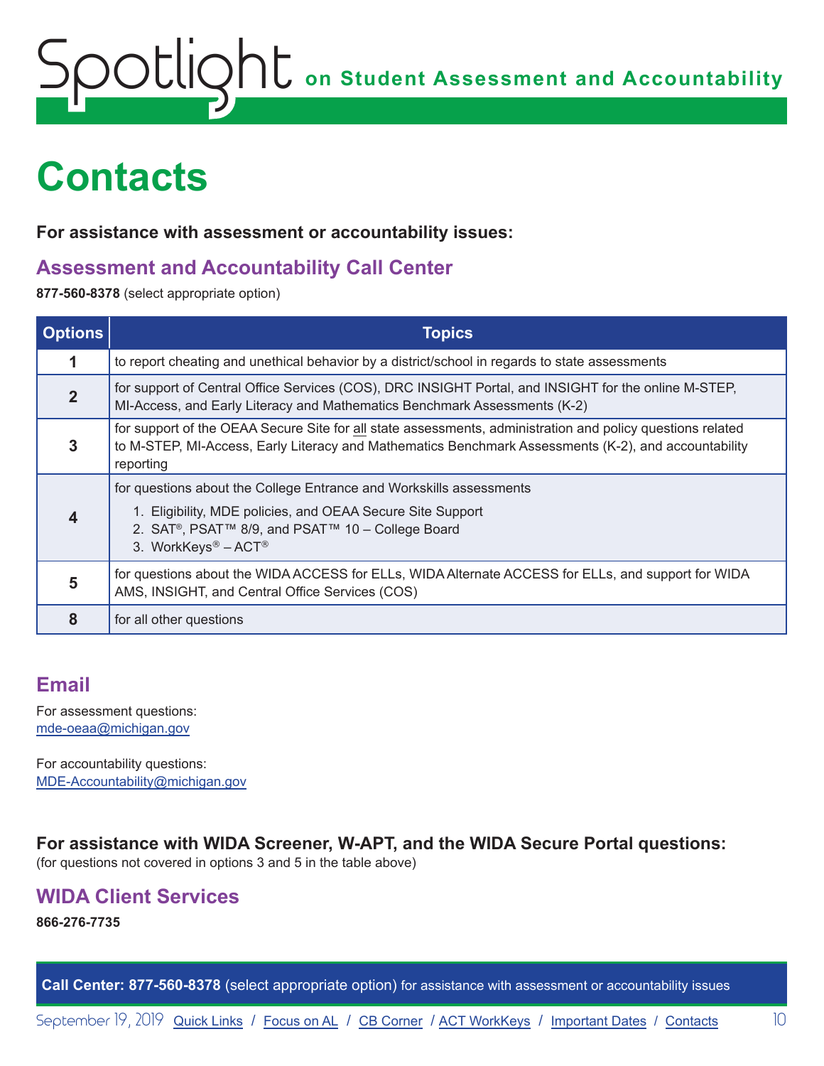# Contacts

**For assistance with assessment or accountability issues:**

## Assessment and Accountability Call Center

**877-560-8378** (select appropriate option)

| Options | Topics |
|---|---|
| **1** | to report cheating and unethical behavior by a district/school in regards to state assessments |
| **2** | for support of Central Office Services (COS), DRC INSIGHT Portal, and INSIGHT for the online M-STEP, MI-Access, and Early Literacy and Mathematics Benchmark Assessments (K-2) |
| **3** | for support of the OEAA Secure Site for all state assessments, administration and policy questions related to M-STEP, MI-Access, Early Literacy and Mathematics Benchmark Assessments (K-2), and accountability reporting |
| **4** | for questions about the College Entrance and Workskills assessments<br>1. Eligibility, MDE policies, and OEAA Secure Site Support<br>2. SAT®, PSAT™ 8/9, and PSAT™ 10 – College Board<br>3. WorkKeys® – ACT® |
| **5** | for questions about the WIDA ACCESS for ELLs, WIDA Alternate ACCESS for ELLs, and support for WIDA AMS, INSIGHT, and Central Office Services (COS) |
| **8** | for all other questions |

## Email

For assessment questions:
mde-oeaa@michigan.gov

For accountability questions:
MDE-Accountability@michigan.gov

**For assistance with WIDA Screener, W-APT, and the WIDA Secure Portal questions:**
(for questions not covered in options 3 and 5 in the table above)

## WIDA Client Services

**866-276-7735**

**Call Center: 877-560-8378** (select appropriate option) for assistance with assessment or accountability issues